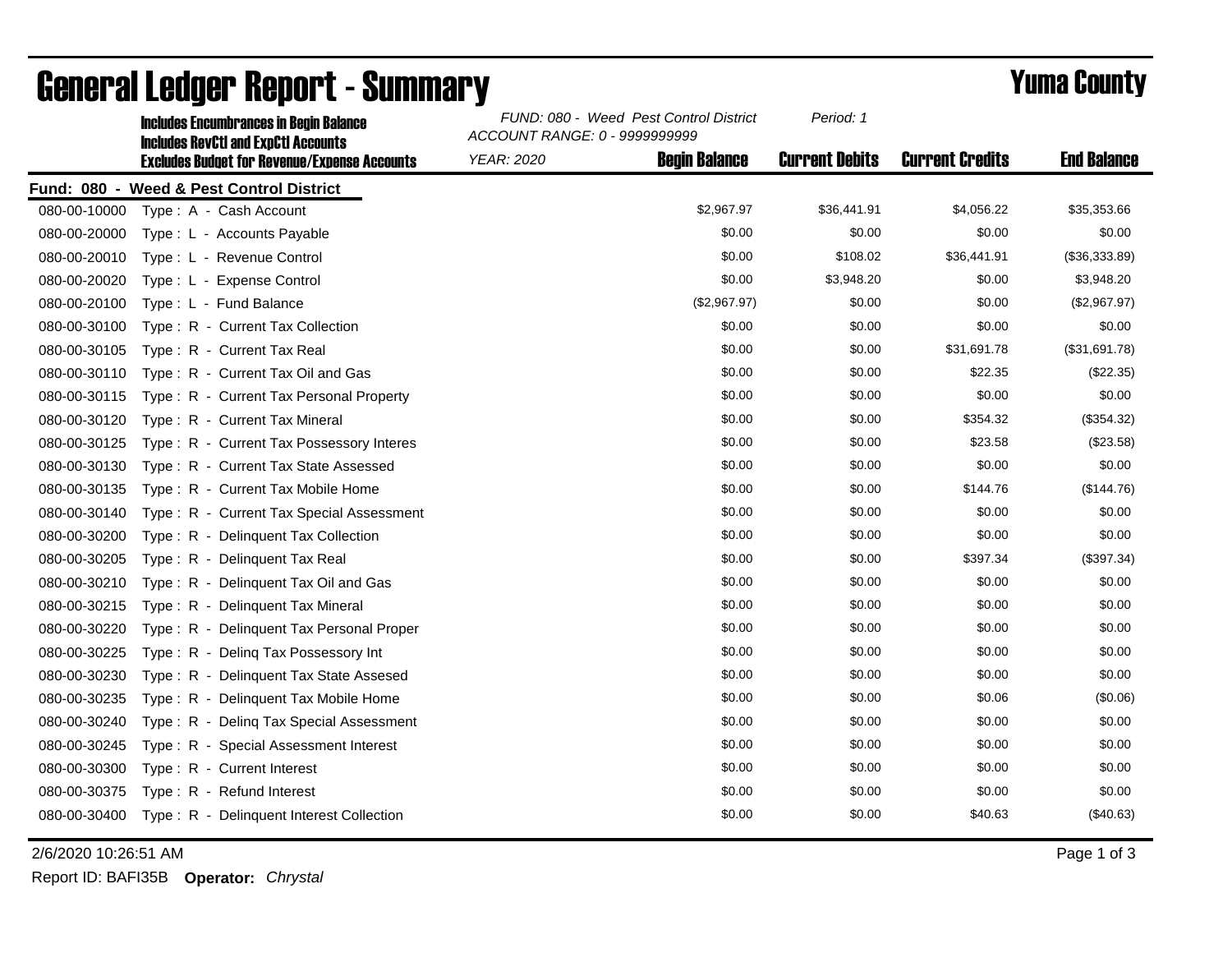# General Ledger Report - Summary

**Yuma County**

**Includes Encumbrances in Begin Balance**
**Includes RevCtl and ExpCtl Accounts**
**Excludes Budget for Revenue/Expense Accounts**

*FUND: 080 - Weed Pest Control District*
*ACCOUNT RANGE: 0 - 9999999999*
*YEAR: 2020*
*Period: 1*

**Fund: 080 - Weed & Pest Control District**

| Account | Description | Begin Balance | Current Debits | Current Credits | End Balance |
|---|---|---|---|---|---|
| 080-00-10000 | Type : A - Cash Account | $2,967.97 | $36,441.91 | $4,056.22 | $35,353.66 |
| 080-00-20000 | Type : L - Accounts Payable | $0.00 | $0.00 | $0.00 | $0.00 |
| 080-00-20010 | Type : L - Revenue Control | $0.00 | $108.02 | $36,441.91 | ($36,333.89) |
| 080-00-20020 | Type : L - Expense Control | $0.00 | $3,948.20 | $0.00 | $3,948.20 |
| 080-00-20100 | Type : L - Fund Balance | ($2,967.97) | $0.00 | $0.00 | ($2,967.97) |
| 080-00-30100 | Type : R - Current Tax Collection | $0.00 | $0.00 | $0.00 | $0.00 |
| 080-00-30105 | Type : R - Current Tax Real | $0.00 | $0.00 | $31,691.78 | ($31,691.78) |
| 080-00-30110 | Type : R - Current Tax Oil and Gas | $0.00 | $0.00 | $22.35 | ($22.35) |
| 080-00-30115 | Type : R - Current Tax Personal Property | $0.00 | $0.00 | $0.00 | $0.00 |
| 080-00-30120 | Type : R - Current Tax Mineral | $0.00 | $0.00 | $354.32 | ($354.32) |
| 080-00-30125 | Type : R - Current Tax Possessory Interes | $0.00 | $0.00 | $23.58 | ($23.58) |
| 080-00-30130 | Type : R - Current Tax State Assessed | $0.00 | $0.00 | $0.00 | $0.00 |
| 080-00-30135 | Type : R - Current Tax Mobile Home | $0.00 | $0.00 | $144.76 | ($144.76) |
| 080-00-30140 | Type : R - Current Tax Special Assessment | $0.00 | $0.00 | $0.00 | $0.00 |
| 080-00-30200 | Type : R - Delinquent Tax Collection | $0.00 | $0.00 | $0.00 | $0.00 |
| 080-00-30205 | Type : R - Delinquent Tax Real | $0.00 | $0.00 | $397.34 | ($397.34) |
| 080-00-30210 | Type : R - Delinquent Tax Oil and Gas | $0.00 | $0.00 | $0.00 | $0.00 |
| 080-00-30215 | Type : R - Delinquent Tax Mineral | $0.00 | $0.00 | $0.00 | $0.00 |
| 080-00-30220 | Type : R - Delinquent Tax Personal Proper | $0.00 | $0.00 | $0.00 | $0.00 |
| 080-00-30225 | Type : R - Delinq Tax Possessory Int | $0.00 | $0.00 | $0.00 | $0.00 |
| 080-00-30230 | Type : R - Delinquent Tax State Assesed | $0.00 | $0.00 | $0.00 | $0.00 |
| 080-00-30235 | Type : R - Delinquent Tax Mobile Home | $0.00 | $0.00 | $0.06 | ($0.06) |
| 080-00-30240 | Type : R - Delinq Tax Special Assessment | $0.00 | $0.00 | $0.00 | $0.00 |
| 080-00-30245 | Type : R - Special Assessment Interest | $0.00 | $0.00 | $0.00 | $0.00 |
| 080-00-30300 | Type : R - Current Interest | $0.00 | $0.00 | $0.00 | $0.00 |
| 080-00-30375 | Type : R - Refund Interest | $0.00 | $0.00 | $0.00 | $0.00 |
| 080-00-30400 | Type : R - Delinquent Interest Collection | $0.00 | $0.00 | $40.63 | ($40.63) |

2/6/2020 10:26:51 AM

Report ID: BAFI35B **Operator:** *Chrystal*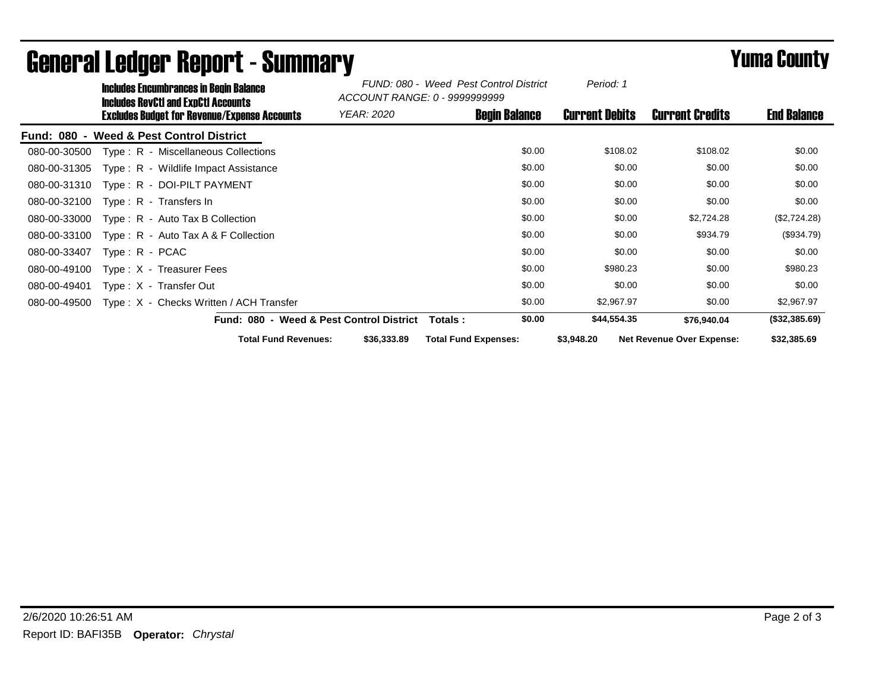# General Ledger Report - Summary

**Yuma County**

**Includes Encumbrances in Begin Balance**
**Includes RevCtl and ExpCtl Accounts**
**Excludes Budget for Revenue/Expense Accounts**

*FUND: 080 - Weed Pest Control District*
*ACCOUNT RANGE: 0 - 9999999999*
*YEAR: 2020*
*Period: 1*

**Fund: 080 - Weed & Pest Control District**

| Account | Description | Begin Balance | Current Debits | Current Credits | End Balance |
|---|---|---|---|---|---|
| 080-00-30500 | Type : R - Miscellaneous Collections | $0.00 | $108.02 | $108.02 | $0.00 |
| 080-00-31305 | Type : R - Wildlife Impact Assistance | $0.00 | $0.00 | $0.00 | $0.00 |
| 080-00-31310 | Type : R - DOI-PILT PAYMENT | $0.00 | $0.00 | $0.00 | $0.00 |
| 080-00-32100 | Type : R - Transfers In | $0.00 | $0.00 | $0.00 | $0.00 |
| 080-00-33000 | Type : R - Auto Tax B Collection | $0.00 | $0.00 | $2,724.28 | ($2,724.28) |
| 080-00-33100 | Type : R - Auto Tax A & F Collection | $0.00 | $0.00 | $934.79 | ($934.79) |
| 080-00-33407 | Type : R - PCAC | $0.00 | $0.00 | $0.00 | $0.00 |
| 080-00-49100 | Type : X - Treasurer Fees | $0.00 | $980.23 | $0.00 | $980.23 |
| 080-00-49401 | Type : X - Transfer Out | $0.00 | $0.00 | $0.00 | $0.00 |
| 080-00-49500 | Type : X - Checks Written / ACH Transfer | $0.00 | $2,967.97 | $0.00 | $2,967.97 |
| | **Fund: 080 - Weed & Pest Control District Totals :** | **$0.00** | **$44,554.35** | **$76,940.04** | **($32,385.69)** |

| Total Fund Revenues: | $36,333.89 | Total Fund Expenses: | $3,948.20 | Net Revenue Over Expense: | $32,385.69 |
|---|---|---|---|---|---|

2/6/2020 10:26:51 AM

Report ID: BAFI35B **Operator:** *Chrystal*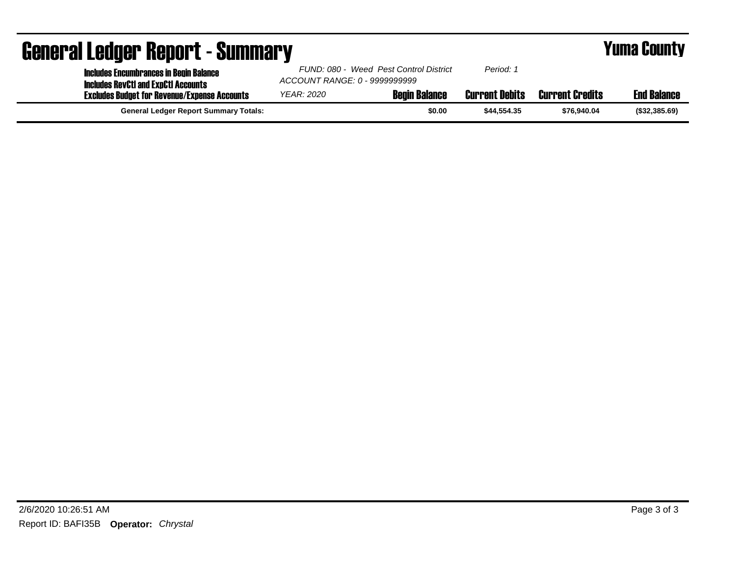# General Ledger Report - Summary

## Yuma County

**Includes Encumbrances in Begin Balance**
**Includes RevCtl and ExpCtl Accounts**
**Excludes Budget for Revenue/Expense Accounts**

*FUND: 080 - Weed Pest Control District*
*ACCOUNT RANGE: 0 - 9999999999*
*YEAR: 2020*
*Period: 1*

| | Begin Balance | Current Debits | Current Credits | End Balance |
|---|---|---|---|---|
| **General Ledger Report Summary Totals:** | **$0.00** | **$44,554.35** | **$76,940.04** | **($32,385.69)** |

2/6/2020 10:26:51 AM

Report ID: BAFI35B **Operator:** *Chrystal*